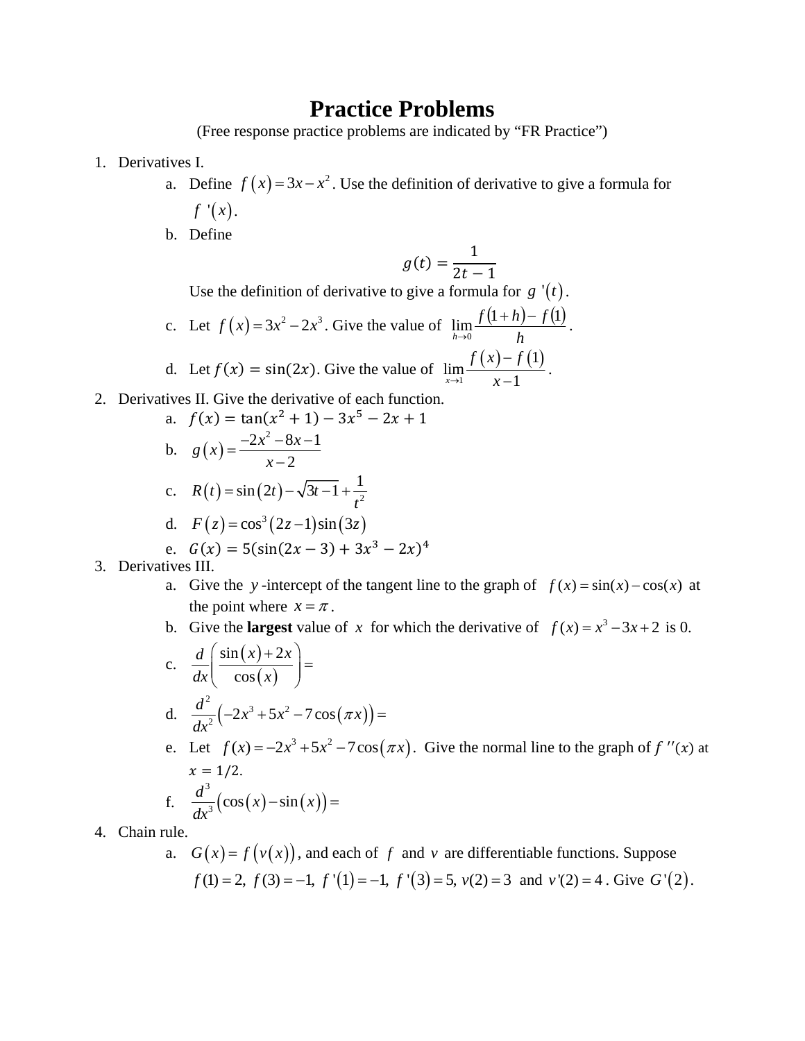# Practice Problems

(Free response practice problems are indicated by "FR Practice")

1. Derivatives I.
   a. Define $f(x) = 3x - x^2$. Use the definition of derivative to give a formula for $f'(x)$.
   b. Define
   $$g(t) = \frac{1}{2t - 1}$$
   Use the definition of derivative to give a formula for $g'(t)$.
   c. Let $f(x) = 3x^2 - 2x^3$. Give the value of $\lim_{h \to 0} \frac{f(1+h) - f(1)}{h}$.
   d. Let $f(x) = \sin(2x)$. Give the value of $\lim_{x \to 1} \frac{f(x) - f(1)}{x - 1}$.
2. Derivatives II. Give the derivative of each function.
   a. $f(x) = \tan(x^2 + 1) - 3x^5 - 2x + 1$
   b. $g(x) = \frac{-2x^2 - 8x - 1}{x - 2}$
   c. $R(t) = \sin(2t) - \sqrt{3t - 1} + \frac{1}{t^2}$
   d. $F(z) = \cos^3(2z - 1)\sin(3z)$
   e. $G(x) = 5(\sin(2x - 3) + 3x^3 - 2x)^4$
3. Derivatives III.
   a. Give the $y$-intercept of the tangent line to the graph of $f(x) = \sin(x) - \cos(x)$ at the point where $x = \pi$.
   b. Give the **largest** value of $x$ for which the derivative of $f(x) = x^3 - 3x + 2$ is 0.
   c. $\frac{d}{dx}\left(\frac{\sin(x) + 2x}{\cos(x)}\right) =$
   d. $\frac{d^2}{dx^2}\left(-2x^3 + 5x^2 - 7\cos(\pi x)\right) =$
   e. Let $f(x) = -2x^3 + 5x^2 - 7\cos(\pi x)$. Give the normal line to the graph of $f''(x)$ at $x = 1/2$.
   f. $\frac{d^3}{dx^3}\left(\cos(x) - \sin(x)\right) =$
4. Chain rule.
   a. $G(x) = f(v(x))$, and each of $f$ and $v$ are differentiable functions. Suppose $f(1) = 2,\ f(3) = -1,\ f'(1) = -1,\ f'(3) = 5,\ v(2) = 3$ and $v'(2) = 4$. Give $G'(2)$.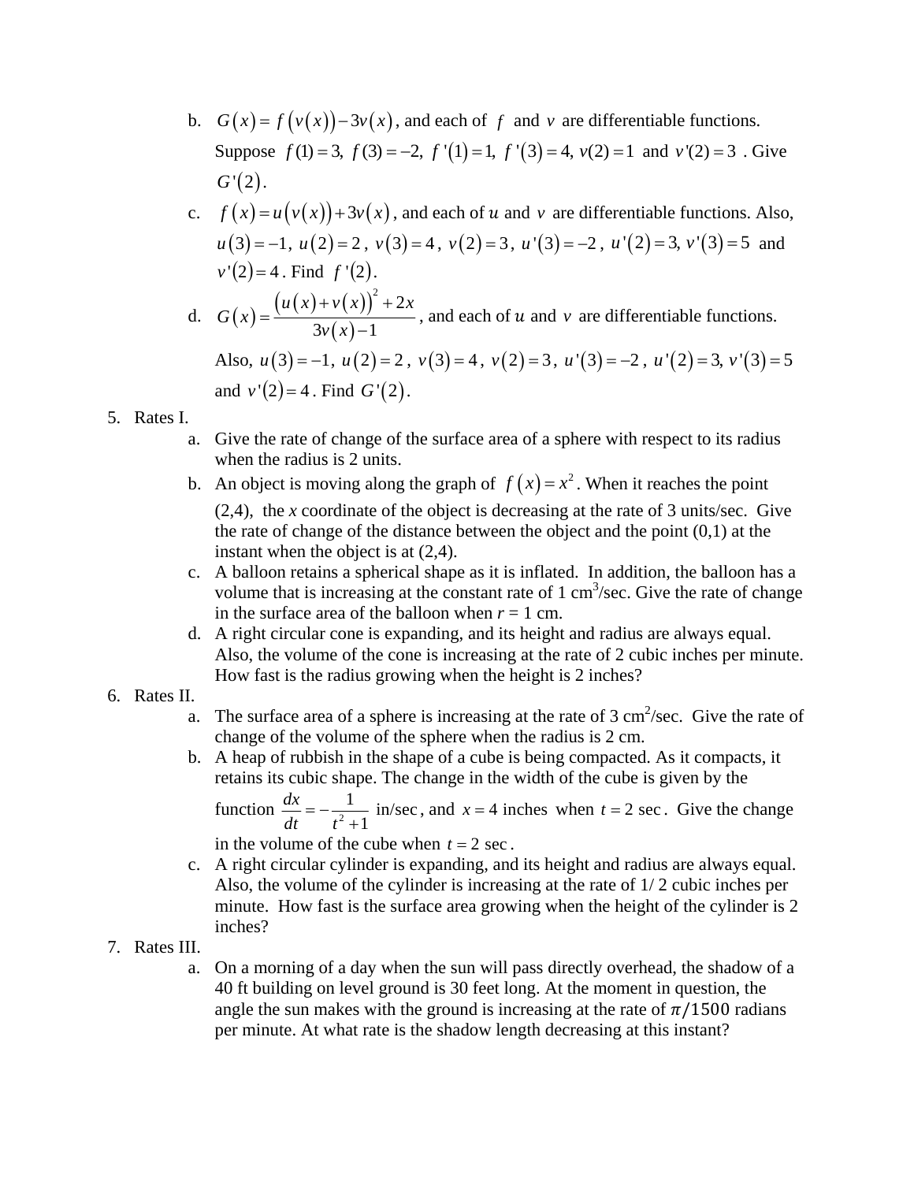b. $G(x) = f(v(x)) - 3v(x)$, and each of $f$ and $v$ are differentiable functions. Suppose $f(1) = 3,\ f(3) = -2,\ f'(1) = 1,\ f'(3) = 4,\ v(2) = 1$ and $v'(2) = 3$. Give $G'(2)$.

c. $f(x) = u(v(x)) + 3v(x)$, and each of $u$ and $v$ are differentiable functions. Also, $u(3) = -1,\ u(2) = 2,\ v(3) = 4,\ v(2) = 3,\ u'(3) = -2,\ u'(2) = 3,\ v'(3) = 5$ and $v'(2) = 4$. Find $f'(2)$.

d. $G(x) = \dfrac{(u(x) + v(x))^2 + 2x}{3v(x) - 1}$, and each of $u$ and $v$ are differentiable functions. Also, $u(3) = -1,\ u(2) = 2,\ v(3) = 4,\ v(2) = 3,\ u'(3) = -2,\ u'(2) = 3,\ v'(3) = 5$ and $v'(2) = 4$. Find $G'(2)$.

5. Rates I.
   a. Give the rate of change of the surface area of a sphere with respect to its radius when the radius is 2 units.
   b. An object is moving along the graph of $f(x) = x^2$. When it reaches the point (2,4), the $x$ coordinate of the object is decreasing at the rate of 3 units/sec. Give the rate of change of the distance between the object and the point (0,1) at the instant when the object is at (2,4).
   c. A balloon retains a spherical shape as it is inflated. In addition, the balloon has a volume that is increasing at the constant rate of 1 $cm^3$/sec. Give the rate of change in the surface area of the balloon when $r = 1$ cm.
   d. A right circular cone is expanding, and its height and radius are always equal. Also, the volume of the cone is increasing at the rate of 2 cubic inches per minute. How fast is the radius growing when the height is 2 inches?

6. Rates II.
   a. The surface area of a sphere is increasing at the rate of 3 $cm^2$/sec. Give the rate of change of the volume of the sphere when the radius is 2 cm.
   b. A heap of rubbish in the shape of a cube is being compacted. As it compacts, it retains its cubic shape. The change in the width of the cube is given by the function $\dfrac{dx}{dt} = -\dfrac{1}{t^2 + 1}$ in/sec, and $x = 4$ inches when $t = 2$ sec. Give the change in the volume of the cube when $t = 2$ sec.
   c. A right circular cylinder is expanding, and its height and radius are always equal. Also, the volume of the cylinder is increasing at the rate of 1/ 2 cubic inches per minute. How fast is the surface area growing when the height of the cylinder is 2 inches?

7. Rates III.
   a. On a morning of a day when the sun will pass directly overhead, the shadow of a 40 ft building on level ground is 30 feet long. At the moment in question, the angle the sun makes with the ground is increasing at the rate of $\pi/1500$ radians per minute. At what rate is the shadow length decreasing at this instant?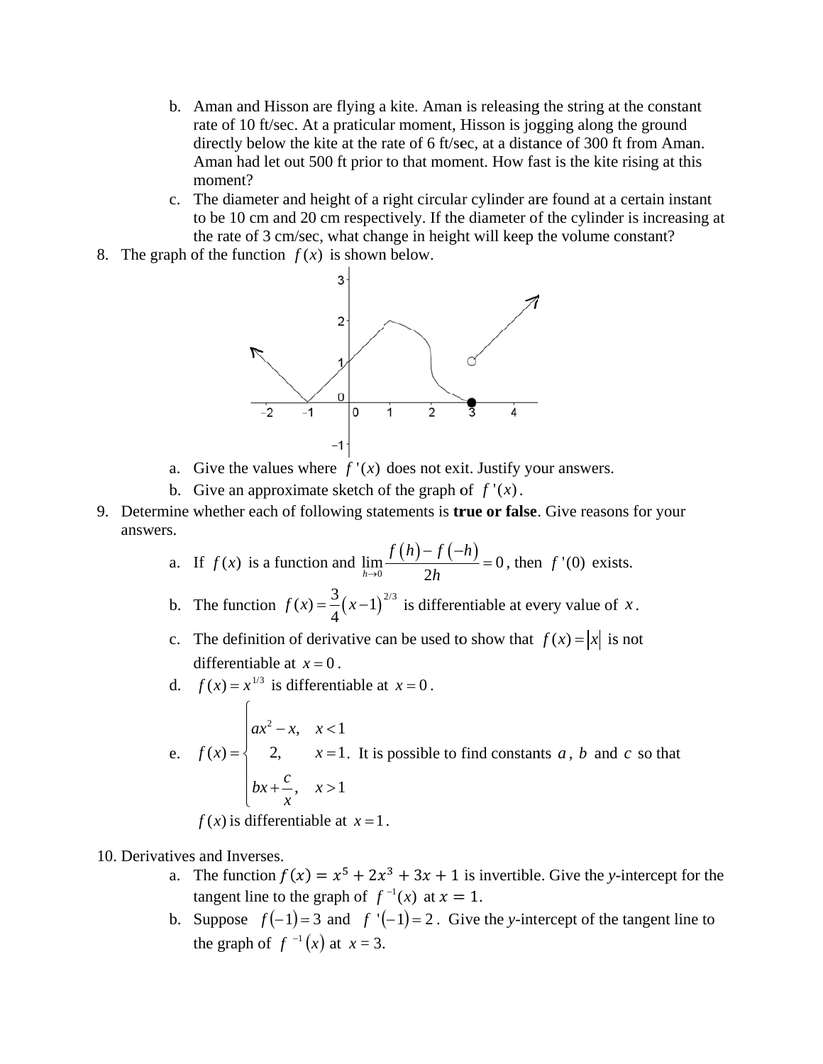b. Aman and Hisson are flying a kite. Aman is releasing the string at the constant rate of 10 ft/sec. At a praticular moment, Hisson is jogging along the ground directly below the kite at the rate of 6 ft/sec, at a distance of 300 ft from Aman. Aman had let out 500 ft prior to that moment. How fast is the kite rising at this moment?

c. The diameter and height of a right circular cylinder are found at a certain instant to be 10 cm and 20 cm respectively. If the diameter of the cylinder is increasing at the rate of 3 cm/sec, what change in height will keep the volume constant?

8. The graph of the function $f(x)$ is shown below.

   a. Give the values where $f'(x)$ does not exit. Justify your answers.

   b. Give an approximate sketch of the graph of $f'(x)$.

9. Determine whether each of following statements is **true or false**. Give reasons for your answers.

   a. If $f(x)$ is a function and $\lim\limits_{h \to 0} \dfrac{f(h) - f(-h)}{2h} = 0$, then $f'(0)$ exists.

   b. The function $f(x) = \dfrac{3}{4}(x-1)^{2/3}$ is differentiable at every value of $x$.

   c. The definition of derivative can be used to show that $f(x) = |x|$ is not differentiable at $x = 0$.

   d. $f(x) = x^{1/3}$ is differentiable at $x = 0$.

   e. $f(x) = \begin{cases} ax^2 - x, & x < 1 \\ 2, & x = 1 \\ bx + \dfrac{c}{x}, & x > 1 \end{cases}$. It is possible to find constants $a$, $b$ and $c$ so that $f(x)$ is differentiable at $x = 1$.

10. Derivatives and Inverses.

    a. The function $f(x) = x^5 + 2x^3 + 3x + 1$ is invertible. Give the $y$-intercept for the tangent line to the graph of $f^{-1}(x)$ at $x = 1$.

    b. Suppose $f(-1) = 3$ and $f'(-1) = 2$. Give the $y$-intercept of the tangent line to the graph of $f^{-1}(x)$ at $x = 3$.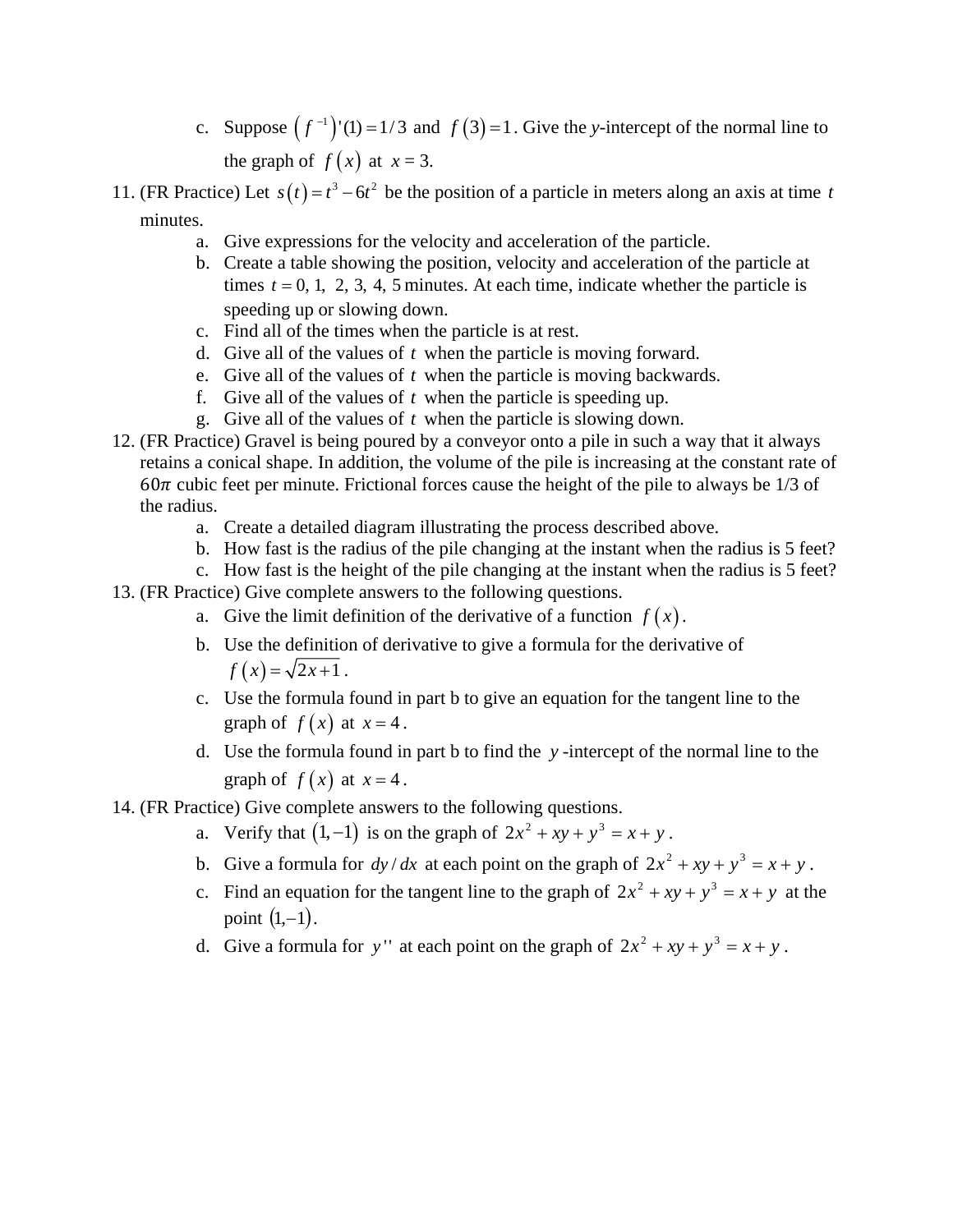c. Suppose $\left(f^{-1}\right)'(1) = 1/3$ and $f(3) = 1$. Give the *y*-intercept of the normal line to the graph of $f(x)$ at $x = 3$.

11. (FR Practice) Let $s(t) = t^3 - 6t^2$ be the position of a particle in meters along an axis at time $t$ minutes.
    a. Give expressions for the velocity and acceleration of the particle.
    b. Create a table showing the position, velocity and acceleration of the particle at times $t = 0, 1, 2, 3, 4, 5$ minutes. At each time, indicate whether the particle is speeding up or slowing down.
    c. Find all of the times when the particle is at rest.
    d. Give all of the values of $t$ when the particle is moving forward.
    e. Give all of the values of $t$ when the particle is moving backwards.
    f. Give all of the values of $t$ when the particle is speeding up.
    g. Give all of the values of $t$ when the particle is slowing down.

12. (FR Practice) Gravel is being poured by a conveyor onto a pile in such a way that it always retains a conical shape. In addition, the volume of the pile is increasing at the constant rate of $60\pi$ cubic feet per minute. Frictional forces cause the height of the pile to always be 1/3 of the radius.
    a. Create a detailed diagram illustrating the process described above.
    b. How fast is the radius of the pile changing at the instant when the radius is 5 feet?
    c. How fast is the height of the pile changing at the instant when the radius is 5 feet?

13. (FR Practice) Give complete answers to the following questions.
    a. Give the limit definition of the derivative of a function $f(x)$.
    b. Use the definition of derivative to give a formula for the derivative of $f(x) = \sqrt{2x+1}$.
    c. Use the formula found in part b to give an equation for the tangent line to the graph of $f(x)$ at $x = 4$.
    d. Use the formula found in part b to find the $y$-intercept of the normal line to the graph of $f(x)$ at $x = 4$.

14. (FR Practice) Give complete answers to the following questions.
    a. Verify that $(1, -1)$ is on the graph of $2x^2 + xy + y^3 = x + y$.
    b. Give a formula for $dy/dx$ at each point on the graph of $2x^2 + xy + y^3 = x + y$.
    c. Find an equation for the tangent line to the graph of $2x^2 + xy + y^3 = x + y$ at the point $(1, -1)$.
    d. Give a formula for $y''$ at each point on the graph of $2x^2 + xy + y^3 = x + y$.